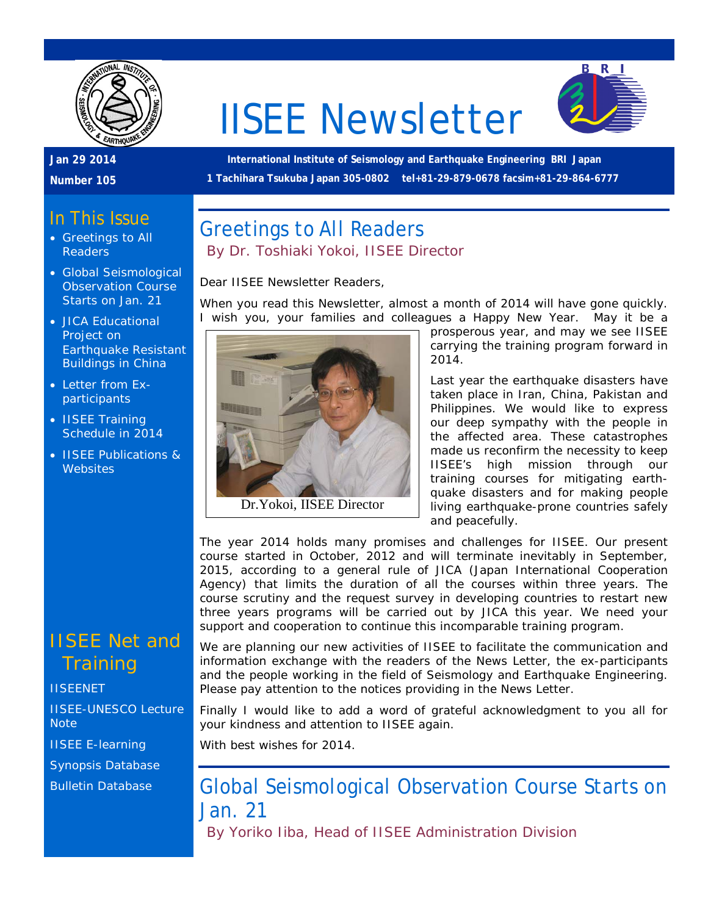# IISEE Newsletter

**Jan 29 2014**

**Number 105**

**International Institute of Seismology and Earthquake Engineering BRI Japan**

**1 Tachihara Tsukuba Japan 305-0802 tel+81-29-879-0678 facsim+81-29-864-6777**

## In This Issue

- Greetings to All Readers
- Global Seismological Observation Course Starts on Jan. 21
- JICA Educational Project on Earthquake Resistant Buildings in China
- Letter from Ex-participants
- IISEE Training Schedule in 2014
- IISEE Publications & Websites

## IISEE Net and Training

IISEENET

IISEE-UNESCO Lecture Note

IISEE E-learning

Synopsis Database

Bulletin Database

## Greetings to All Readers

By Dr. Toshiaki Yokoi, IISEE Director

Dear IISEE Newsletter Readers,

When you read this Newsletter, almost a month of 2014 will have gone quickly. I wish you, your families and colleagues a Happy New Year. May it be a prosperous year, and may we see IISEE carrying the training program forward in 2014.

Dr.Yokoi, IISEE Director

Last year the earthquake disasters have taken place in Iran, China, Pakistan and Philippines. We would like to express our deep sympathy with the people in the affected area. These catastrophes made us reconfirm the necessity to keep IISEE's high mission through our training courses for mitigating earthquake disasters and for making people living earthquake-prone countries safely and peacefully.

The year 2014 holds many promises and challenges for IISEE. Our present course started in October, 2012 and will terminate inevitably in September, 2015, according to a general rule of JICA (Japan International Cooperation Agency) that limits the duration of all the courses within three years. The course scrutiny and the request survey in developing countries to restart new three years programs will be carried out by JICA this year. We need your support and cooperation to continue this incomparable training program.

We are planning our new activities of IISEE to facilitate the communication and information exchange with the readers of the News Letter, the ex-participants and the people working in the field of Seismology and Earthquake Engineering. Please pay attention to the notices providing in the News Letter.

Finally I would like to add a word of grateful acknowledgment to you all for your kindness and attention to IISEE again.

With best wishes for 2014.

## Global Seismological Observation Course Starts on Jan. 21

By Yoriko Iiba, Head of IISEE Administration Division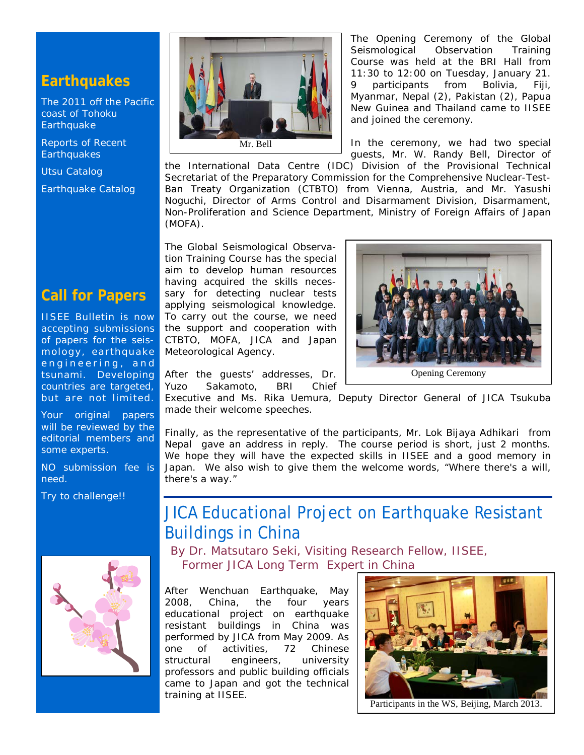## Earthquakes

The 2011 off the Pacific coast of Tohoku Earthquake

Reports of Recent Earthquakes

Utsu Catalog

Earthquake Catalog

## Call for Papers

IISEE Bulletin is now accepting submissions of papers for the seismology, earthquake engineering, and tsunami. Developing countries are targeted, but are not limited.

Your original papers will be reviewed by the editorial members and some experts.

NO submission fee is need.

Try to challenge!!

Mr. Bell

The Opening Ceremony of the Global Seismological Observation Training Course was held at the BRI Hall from 11:30 to 12:00 on Tuesday, January 21. 9 participants from Bolivia, Fiji, Myanmar, Nepal (2), Pakistan (2), Papua New Guinea and Thailand came to IISEE and joined the ceremony.

In the ceremony, we had two special guests, Mr. W. Randy Bell, Director of the International Data Centre (IDC) Division of the Provisional Technical Secretariat of the Preparatory Commission for the Comprehensive Nuclear-Test-Ban Treaty Organization (CTBTO) from Vienna, Austria, and Mr. Yasushi Noguchi, Director of Arms Control and Disarmament Division, Disarmament, Non-Proliferation and Science Department, Ministry of Foreign Affairs of Japan (MOFA).

The Global Seismological Observation Training Course has the special aim to develop human resources having acquired the skills necessary for detecting nuclear tests applying seismological knowledge. To carry out the course, we need the support and cooperation with CTBTO, MOFA, JICA and Japan Meteorological Agency.

Opening Ceremony

After the guests' addresses, Dr. Yuzo Sakamoto, BRI Chief Executive and Ms. Rika Uemura, Deputy Director General of JICA Tsukuba made their welcome speeches.

Finally, as the representative of the participants, Mr. Lok Bijaya Adhikari from Nepal gave an address in reply. The course period is short, just 2 months. We hope they will have the expected skills in IISEE and a good memory in Japan. We also wish to give them the welcome words, "Where there's a will, there's a way."

## JICA Educational Project on Earthquake Resistant Buildings in China

By Dr. Matsutaro Seki, Visiting Research Fellow, IISEE, Former JICA Long Term Expert in China

After Wenchuan Earthquake, May 2008, China, the four years educational project on earthquake resistant buildings in China was performed by JICA from May 2009. As one of activities, 72 Chinese structural engineers, university professors and public building officials came to Japan and got the technical training at IISEE.

Participants in the WS, Beijing, March 2013.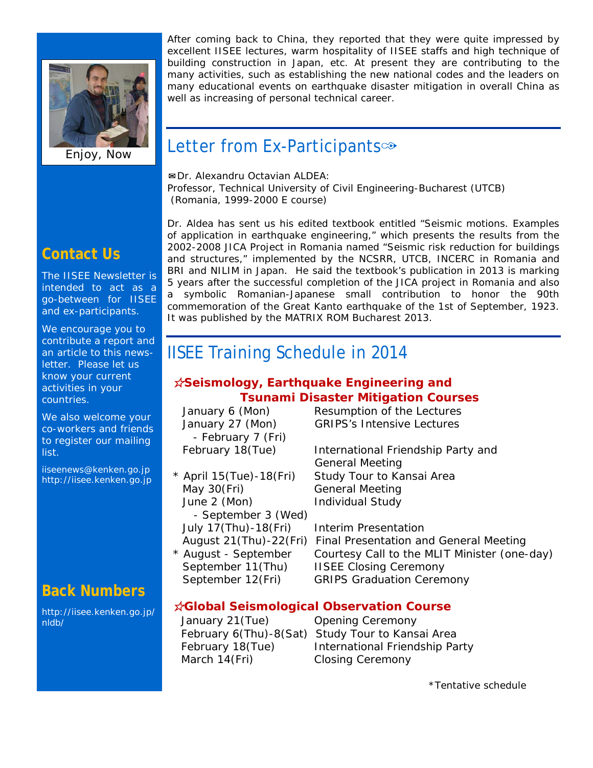After coming back to China, they reported that they were quite impressed by excellent IISEE lectures, warm hospitality of IISEE staffs and high technique of building construction in Japan, etc. At present they are contributing to the many activities, such as establishing the new national codes and the leaders on many educational events on earthquake disaster mitigation in overall China as well as increasing of personal technical career.

## Letter from Ex-Participants

✉Dr. Alexandru Octavian ALDEA:
Professor, Technical University of Civil Engineering-Bucharest (UTCB)
(Romania, 1999-2000 E course)

Dr. Aldea has sent us his edited textbook entitled “Seismic motions. Examples of application in earthquake engineering,” which presents the results from the 2002-2008 JICA Project in Romania named “Seismic risk reduction for buildings and structures,” implemented by the NCSRR, UTCB, INCERC in Romania and BRI and NILIM in Japan. He said the textbook’s publication in 2013 is marking 5 years after the successful completion of the JICA project in Romania and also a symbolic Romanian-Japanese small contribution to honor the 90th commemoration of the Great Kanto earthquake of the 1st of September, 1923. It was published by the MATRIX ROM Bucharest 2013.

## IISEE Training Schedule in 2014

### ☆Seismology, Earthquake Engineering and Tsunami Disaster Mitigation Courses

| Date | Event |
|---|---|
| January 6 (Mon) | Resumption of the Lectures |
| January 27 (Mon) - February 7 (Fri) | GRIPS’s Intensive Lectures |
| February 18(Tue) | International Friendship Party and General Meeting |
| * April 15(Tue)-18(Fri) | Study Tour to Kansai Area |
| May 30(Fri) | General Meeting |
| June 2 (Mon) - September 3 (Wed) | Individual Study |
| July 17(Thu)-18(Fri) | Interim Presentation |
| August 21(Thu)-22(Fri) | Final Presentation and General Meeting |
| * August - September | Courtesy Call to the MLIT Minister (one-day) |
| September 11(Thu) | IISEE Closing Ceremony |
| September 12(Fri) | GRIPS Graduation Ceremony |

### ☆Global Seismological Observation Course

| Date | Event |
|---|---|
| January 21(Tue) | Opening Ceremony |
| February 6(Thu)-8(Sat) | Study Tour to Kansai Area |
| February 18(Tue) | International Friendship Party |
| March 14(Fri) | Closing Ceremony |

*Tentative schedule

Enjoy, Now

## Contact Us

The IISEE Newsletter is intended to act as a go-between for IISEE and ex-participants.

We encourage you to contribute a report and an article to this newsletter. Please let us know your current activities in your countries.

We also welcome your co-workers and friends to register our mailing list.

iiseenews@kenken.go.jp
http://iisee.kenken.go.jp

## Back Numbers

http://iisee.kenken.go.jp/nldb/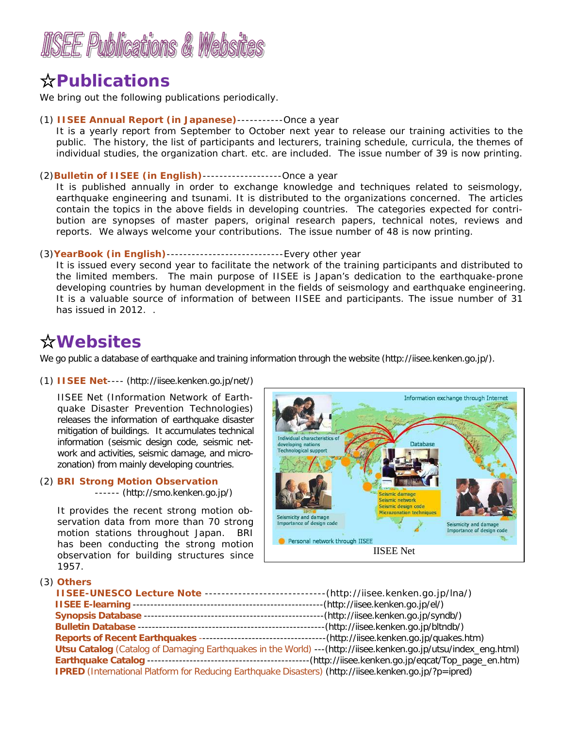# IISEE Publications & Websites

## ☆Publications

We bring out the following publications periodically.

(1) **IISEE Annual Report (in Japanese)**-----------Once a year

It is a yearly report from September to October next year to release our training activities to the public. The history, the list of participants and lecturers, training schedule, curricula, the themes of individual studies, the organization chart. etc. are included. The issue number of 39 is now printing.

(2)**Bulletin of IISEE (in English)**-------------------Once a year

It is published annually in order to exchange knowledge and techniques related to seismology, earthquake engineering and tsunami. It is distributed to the organizations concerned. The articles contain the topics in the above fields in developing countries. The categories expected for contribution are synopses of master papers, original research papers, technical notes, reviews and reports. We always welcome your contributions. The issue number of 48 is now printing.

(3)**YearBook (in English)**----------------------------Every other year

It is issued every second year to facilitate the network of the training participants and distributed to the limited members. The main purpose of IISEE is Japan's dedication to the earthquake-prone developing countries by human development in the fields of seismology and earthquake engineering. It is a valuable source of information of between IISEE and participants. The issue number of 31 has issued in 2012. .

## ☆Websites

We go public a database of earthquake and training information through the website (http://iisee.kenken.go.jp/).

(1) **IISEE Net**---- (http://iisee.kenken.go.jp/net/)

IISEE Net (Information Network of Earthquake Disaster Prevention Technologies) releases the information of earthquake disaster mitigation of buildings. It accumulates technical information (seismic design code, seismic network and activities, seismic damage, and microzonation) from mainly developing countries.

Information exchange through Internet

Individual characteristics of developing nations

Technological support

Database

Seismic damage

Seismic network

Seismic design code

Microzonation techniques

Seismicity and damage

Importance of design code

Seismicity and damage

Importance of design code

Personal network through IISEE

IISEE Net

(2) **BRI Strong Motion Observation** ------ (http://smo.kenken.go.jp/)

It provides the recent strong motion observation data from more than 70 strong motion stations throughout Japan. BRI has been conducting the strong motion observation for building structures since 1957.

(3) **Others**

**IISEE-UNESCO Lecture Note** -----------------------------(http://iisee.kenken.go.jp/lna/)
**IISEE E-learning** ------------------------------------------------------(http://iisee.kenken.go.jp/el/)
**Synopsis Database** --------------------------------------------------(http://iisee.kenken.go.jp/syndb/)
**Bulletin Database** ----------------------------------------------------(http://iisee.kenken.go.jp/bltndb/)
**Reports of Recent Earthquakes** -----------------------------------(http://iisee.kenken.go.jp/quakes.htm)
**Utsu Catalog** (Catalog of Damaging Earthquakes in the World) ---(http://iisee.kenken.go.jp/utsu/index_eng.html)
**Earthquake Catalog** ---------------------------------------------(http://iisee.kenken.go.jp/eqcat/Top_page_en.htm)
**IPRED** (International Platform for Reducing Earthquake Disasters) (http://iisee.kenken.go.jp/?p=ipred)